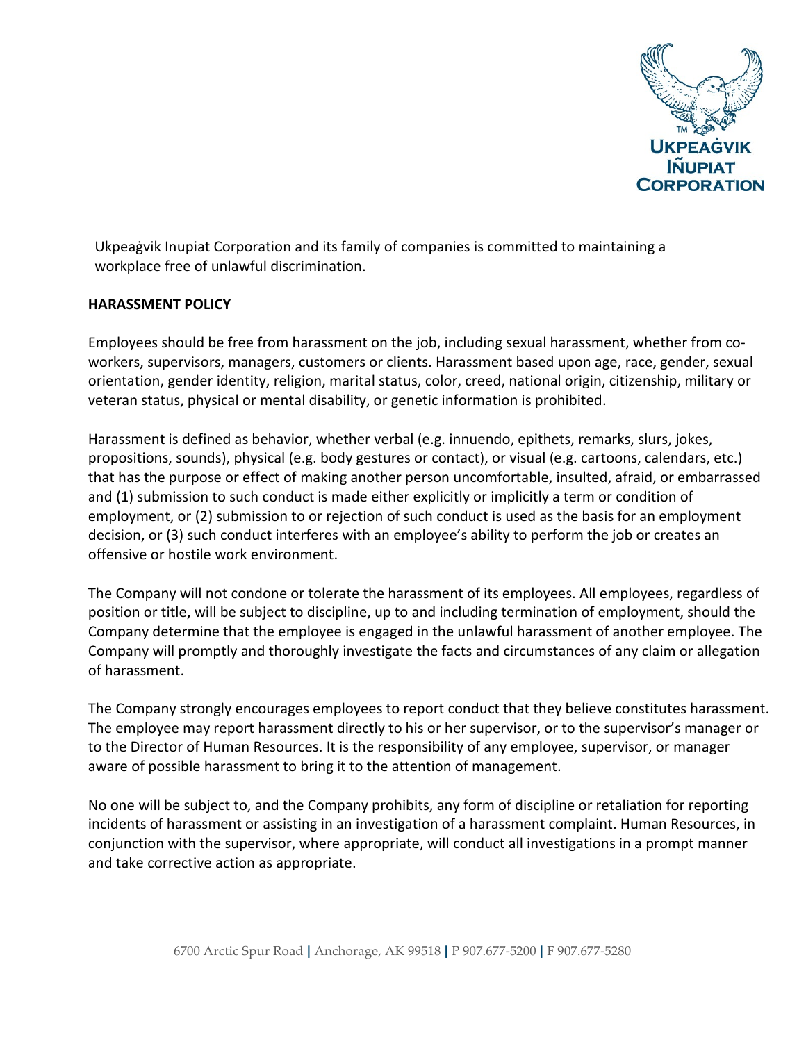Ukpeaġvik Inupiat Corporation and its family of companies is committed to maintaining a workplace free of unlawful discrimination.

**HARASSMENT POLICY**

Employees should be free from harassment on the job, including sexual harassment, whether from co-workers, supervisors, managers, customers or clients. Harassment based upon age, race, gender, sexual orientation, gender identity, religion, marital status, color, creed, national origin, citizenship, military or veteran status, physical or mental disability, or genetic information is prohibited.

Harassment is defined as behavior, whether verbal (e.g. innuendo, epithets, remarks, slurs, jokes, propositions, sounds), physical (e.g. body gestures or contact), or visual (e.g. cartoons, calendars, etc.) that has the purpose or effect of making another person uncomfortable, insulted, afraid, or embarrassed and (1) submission to such conduct is made either explicitly or implicitly a term or condition of employment, or (2) submission to or rejection of such conduct is used as the basis for an employment decision, or (3) such conduct interferes with an employee's ability to perform the job or creates an offensive or hostile work environment.

The Company will not condone or tolerate the harassment of its employees. All employees, regardless of position or title, will be subject to discipline, up to and including termination of employment, should the Company determine that the employee is engaged in the unlawful harassment of another employee. The Company will promptly and thoroughly investigate the facts and circumstances of any claim or allegation of harassment.

The Company strongly encourages employees to report conduct that they believe constitutes harassment. The employee may report harassment directly to his or her supervisor, or to the supervisor's manager or to the Director of Human Resources. It is the responsibility of any employee, supervisor, or manager aware of possible harassment to bring it to the attention of management.

No one will be subject to, and the Company prohibits, any form of discipline or retaliation for reporting incidents of harassment or assisting in an investigation of a harassment complaint. Human Resources, in conjunction with the supervisor, where appropriate, will conduct all investigations in a prompt manner and take corrective action as appropriate.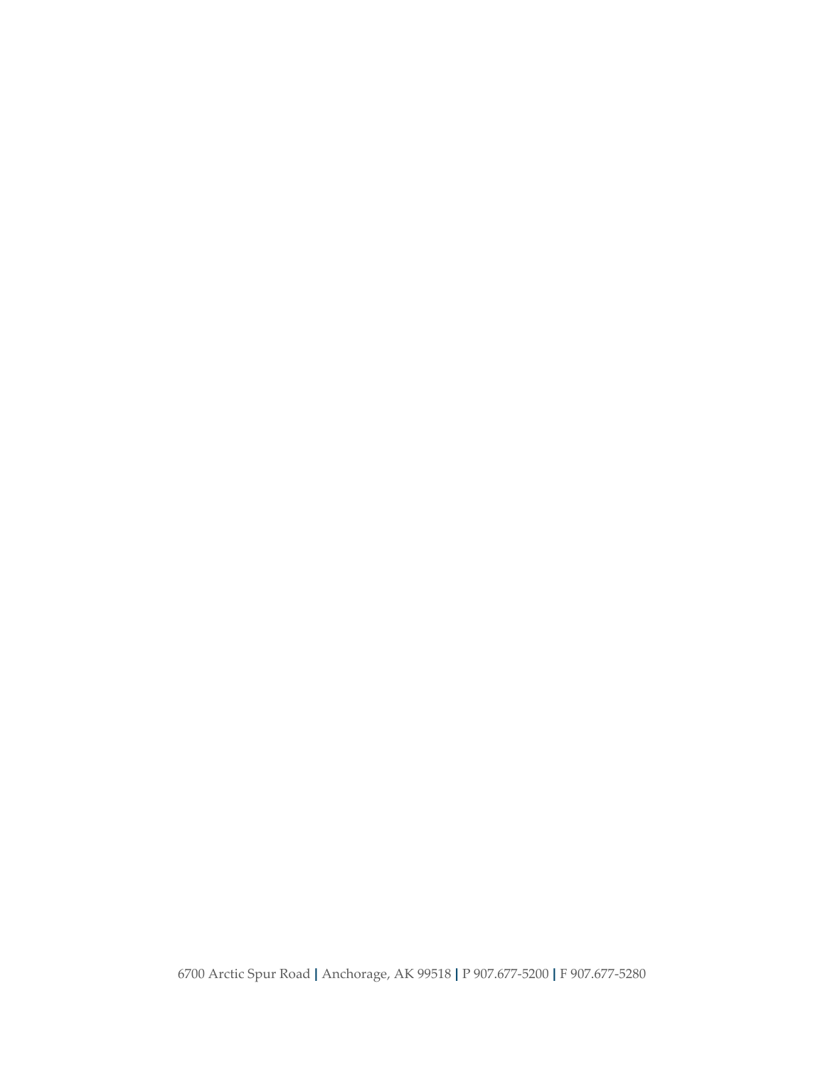6700 Arctic Spur Road | Anchorage, AK 99518 | P 907.677-5200 | F 907.677-5280